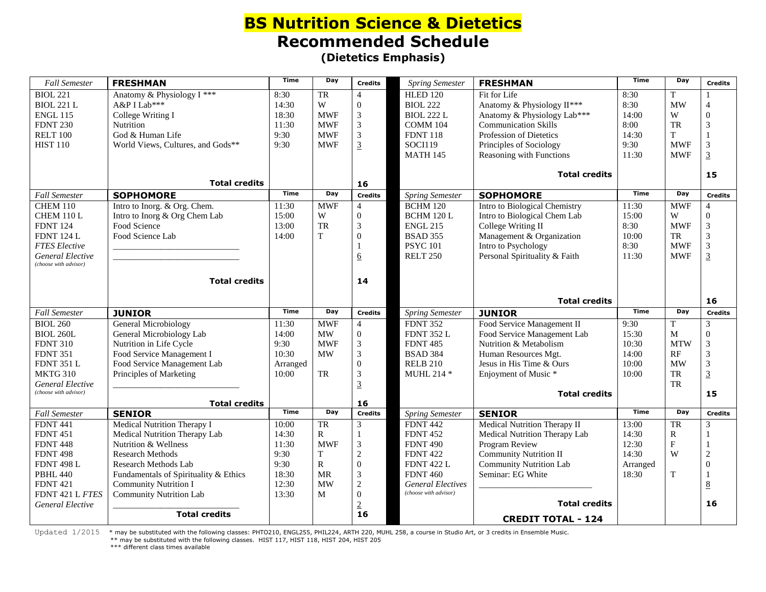# BS Nutrition Science & Dietetics

## Recommended Schedule

### (Dietetics Emphasis)

| *Fall Semester* | **FRESHMAN** | Time | Day | Credits | *Spring Semester* | **FRESHMAN** | Time | Day | Credits |
|---|---|---|---|---|---|---|---|---|---|
| BIOL 221 | Anatomy & Physiology I *** | 8:30 | TR | 4 | HLED 120 | Fit for Life | 8:30 | T | 1 |
| BIOL 221 L | A&P I Lab*** | 14:30 | W | 0 | BIOL 222 | Anatomy & Physiology II*** | 8:30 | MW | 4 |
| ENGL 115 | College Writing I | 18:30 | MWF | 3 | BIOL 222 L | Anatomy & Physiology Lab*** | 14:00 | W | 0 |
| FDNT 230 | Nutrition | 11:30 | MWF | 3 | COMM 104 | Communication Skills | 8:00 | TR | 3 |
| RELT 100 | God & Human Life | 9:30 | MWF | 3 | FDNT 118 | Profession of Dietetics | 14:30 | T | 1 |
| HIST 110 | World Views, Cultures, and Gods** | 9:30 | MWF | 3 | SOCI119 | Principles of Sociology | 9:30 | MWF | 3 |
| | | | | | MATH 145 | Reasoning with Functions | 11:30 | MWF | 3 |
| | **Total credits** | | | **16** | | **Total credits** | | | **15** |
| *Fall Semester* | **SOPHOMORE** | Time | Day | Credits | *Spring Semester* | **SOPHOMORE** | Time | Day | Credits |
| CHEM 110 | Intro to Inorg. & Org. Chem. | 11:30 | MWF | 4 | BCHM 120 | Intro to Biological Chemistry | 11:30 | MWF | 4 |
| CHEM 110 L | Intro to Inorg & Org Chem Lab | 15:00 | W | 0 | BCHM 120 L | Intro to Biological Chem Lab | 15:00 | W | 0 |
| FDNT 124 | Food Science | 13:00 | TR | 3 | ENGL 215 | College Writing II | 8:30 | MWF | 3 |
| FDNT 124 L | Food Science Lab | 14:00 | T | 0 | BSAD 355 | Management & Organization | 10:00 | TR | 3 |
| *FTES Elective* | ____________________________ | | | 1 | PSYC 101 | Intro to Psychology | 8:30 | MWF | 3 |
| *General Elective* *(choose with advisor)* | ____________________________ | | | 6 | RELT 250 | Personal Spirituality & Faith | 11:30 | MWF | 3 |
| | **Total credits** | | | **14** | | **Total credits** | | | **16** |
| *Fall Semester* | **JUNIOR** | Time | Day | Credits | *Spring Semester* | **JUNIOR** | Time | Day | Credits |
| BIOL 260 | General Microbiology | 11:30 | MWF | 4 | FDNT 352 | Food Service Management II | 9:30 | T | 3 |
| BIOL 260L | General Microbiology Lab | 14:00 | MW | 0 | FDNT 352 L | Food Service Management Lab | 15:30 | M | 0 |
| FDNT 310 | Nutrition in Life Cycle | 9:30 | MWF | 3 | FDNT 485 | Nutrition & Metabolism | 10:30 | MTW | 3 |
| FDNT 351 | Food Service Management I | 10:30 | MW | 3 | BSAD 384 | Human Resources Mgt. | 14:00 | RF | 3 |
| FDNT 351 L | Food Service Management Lab | Arranged | | 0 | RELB 210 | Jesus in His Time & Ours | 10:00 | MW | 3 |
| MKTG 310 | Principles of Marketing | 10:00 | TR | 3 | MUHL 214 * | Enjoyment of Music * | 10:00 | TR | 3 |
| *General Elective* *(choose with advisor)* | ____________________________ | | | 3 | | | | TR | |
| | **Total credits** | | | **16** | | **Total credits** | | | **15** |
| *Fall Semester* | **SENIOR** | Time | Day | Credits | *Spring Semester* | **SENIOR** | Time | Day | Credits |
| FDNT 441 | Medical Nutrition Therapy I | 10:00 | TR | 3 | FDNT 442 | Medical Nutrition Therapy II | 13:00 | TR | 3 |
| FDNT 451 | Medical Nutrition Therapy Lab | 14:30 | R | 1 | FDNT 452 | Medical Nutrition Therapy Lab | 14:30 | R | 1 |
| FDNT 448 | Nutrition & Wellness | 11:30 | MWF | 3 | FDNT 490 | Program Review | 12:30 | F | 1 |
| FDNT 498 | Research Methods | 9:30 | T | 2 | FDNT 422 | Community Nutrition II | 14:30 | W | 2 |
| FDNT 498 L | Research Methods Lab | 9:30 | R | 0 | FDNT 422 L | Community Nutrition Lab | Arranged | | 0 |
| PBHL 440 | Fundamentals of Spirituality & Ethics | 18:30 | MR | 3 | FDNT 460 | Seminar: EG White | 18:30 | T | 1 |
| FDNT 421 | Community Nutrition I | 12:30 | MW | 2 | *General Electives* *(choose with advisor)* | __________________________ | | | 8 |
| FDNT 421 L *FTES* | Community Nutrition Lab | 13:30 | M | 0 | | **Total credits** | | | **16** |
| *General Elective* | ____________________________ | | | 2 | | | | | |
| | **Total credits** | | | **16** | | **CREDIT TOTAL - 124** | | | |

Updated 1/2015

\* may be substituted with the following classes: PHTO210, ENGL255, PHIL224, ARTH 220, MUHL 258, a course in Studio Art, or 3 credits in Ensemble Music.

** may be substituted with the following classes. HIST 117, HIST 118, HIST 204, HIST 205

*** different class times available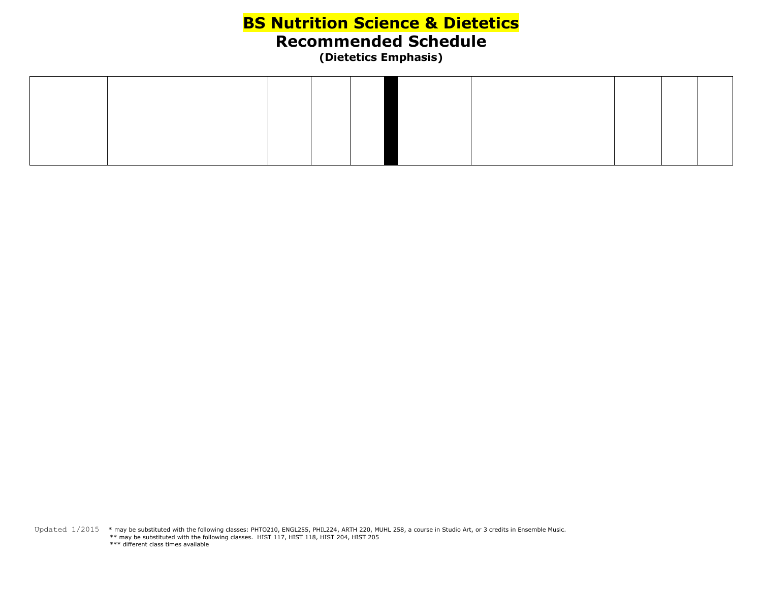# BS Nutrition Science & Dietetics

## Recommended Schedule

### (Dietetics Emphasis)

| | | | | | | | | | | |
|---|---|---|---|---|---|---|---|---|---|---|
| | | | | | | | | | | |

Updated 1/2015

* may be substituted with the following classes: PHTO210, ENGL255, PHIL224, ARTH 220, MUHL 258, a course in Studio Art, or 3 credits in Ensemble Music.

** may be substituted with the following classes. HIST 117, HIST 118, HIST 204, HIST 205

*** different class times available